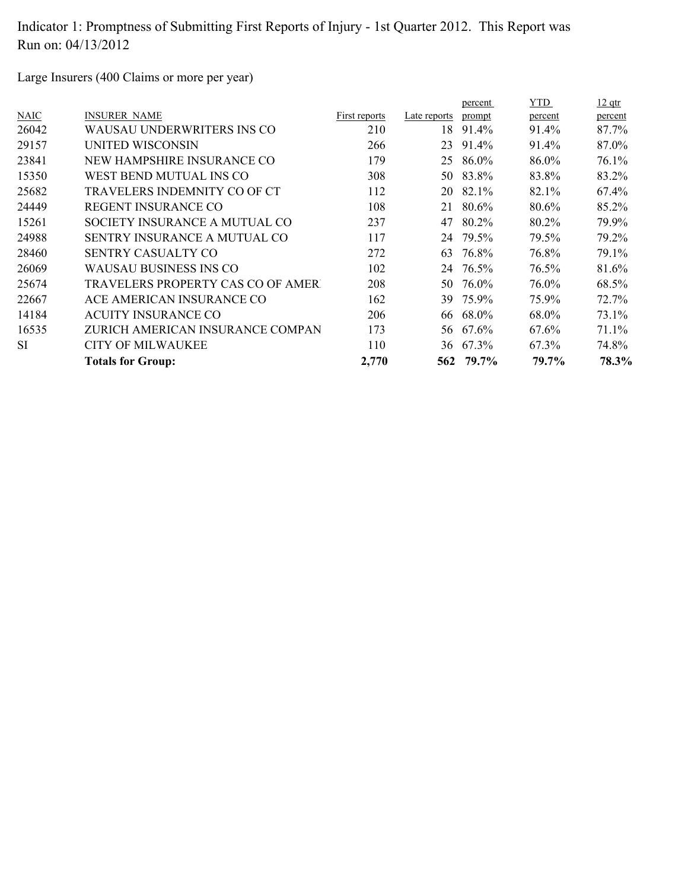Indicator 1: Promptness of Submitting First Reports of Injury - 1st Quarter 2012. This Report was Run on: 04/13/2012

Large Insurers (400 Claims or more per year)

| NAIC | INSURER NAME | First reports | Late reports | percent prompt | YTD percent | 12 qtr percent |
|---|---|---|---|---|---|---|
| 26042 | WAUSAU UNDERWRITERS INS CO | 210 | 18 | 91.4% | 91.4% | 87.7% |
| 29157 | UNITED WISCONSIN | 266 | 23 | 91.4% | 91.4% | 87.0% |
| 23841 | NEW HAMPSHIRE INSURANCE CO | 179 | 25 | 86.0% | 86.0% | 76.1% |
| 15350 | WEST BEND MUTUAL INS CO | 308 | 50 | 83.8% | 83.8% | 83.2% |
| 25682 | TRAVELERS INDEMNITY CO OF CT | 112 | 20 | 82.1% | 82.1% | 67.4% |
| 24449 | REGENT INSURANCE CO | 108 | 21 | 80.6% | 80.6% | 85.2% |
| 15261 | SOCIETY INSURANCE A MUTUAL CO | 237 | 47 | 80.2% | 80.2% | 79.9% |
| 24988 | SENTRY INSURANCE A MUTUAL CO | 117 | 24 | 79.5% | 79.5% | 79.2% |
| 28460 | SENTRY CASUALTY CO | 272 | 63 | 76.8% | 76.8% | 79.1% |
| 26069 | WAUSAU BUSINESS INS CO | 102 | 24 | 76.5% | 76.5% | 81.6% |
| 25674 | TRAVELERS PROPERTY CAS CO OF AMER | 208 | 50 | 76.0% | 76.0% | 68.5% |
| 22667 | ACE AMERICAN INSURANCE CO | 162 | 39 | 75.9% | 75.9% | 72.7% |
| 14184 | ACUITY INSURANCE CO | 206 | 66 | 68.0% | 68.0% | 73.1% |
| 16535 | ZURICH AMERICAN INSURANCE COMPAN | 173 | 56 | 67.6% | 67.6% | 71.1% |
| SI | CITY OF MILWAUKEE | 110 | 36 | 67.3% | 67.3% | 74.8% |
| | **Totals for Group:** | **2,770** | **562** | **79.7%** | **79.7%** | **78.3%** |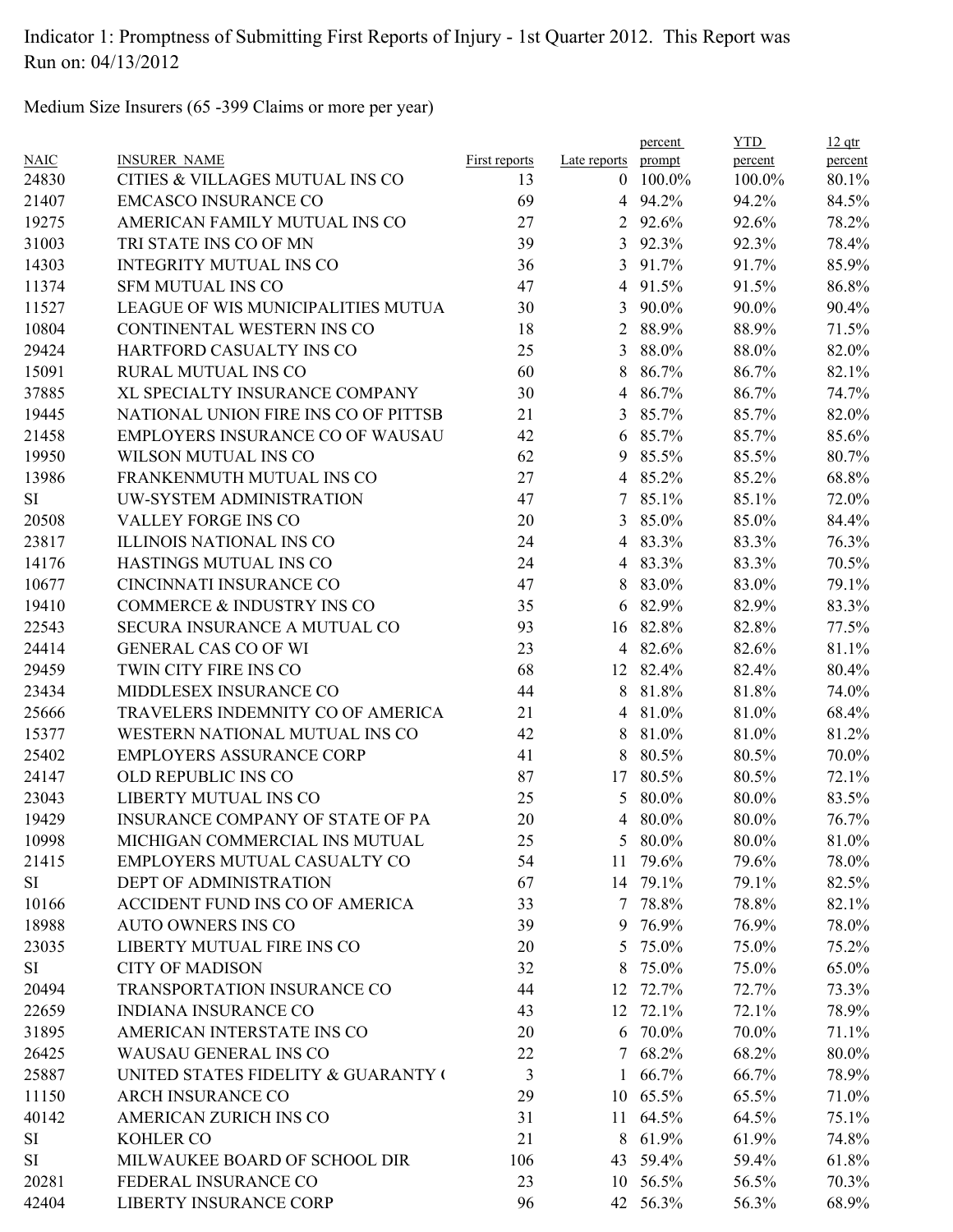Indicator 1: Promptness of Submitting First Reports of Injury - 1st Quarter 2012. This Report was Run on: 04/13/2012

Medium Size Insurers (65 -399 Claims or more per year)

| NAIC | INSURER_NAME | First reports | Late reports | percent prompt | YTD percent | 12 qtr percent |
|---|---|---|---|---|---|---|
| 24830 | CITIES & VILLAGES MUTUAL INS CO | 13 | 0 | 100.0% | 100.0% | 80.1% |
| 21407 | EMCASCO INSURANCE CO | 69 | 4 | 94.2% | 94.2% | 84.5% |
| 19275 | AMERICAN FAMILY MUTUAL INS CO | 27 | 2 | 92.6% | 92.6% | 78.2% |
| 31003 | TRI STATE INS CO OF MN | 39 | 3 | 92.3% | 92.3% | 78.4% |
| 14303 | INTEGRITY MUTUAL INS CO | 36 | 3 | 91.7% | 91.7% | 85.9% |
| 11374 | SFM MUTUAL INS CO | 47 | 4 | 91.5% | 91.5% | 86.8% |
| 11527 | LEAGUE OF WIS MUNICIPALITIES MUTUA | 30 | 3 | 90.0% | 90.0% | 90.4% |
| 10804 | CONTINENTAL WESTERN INS CO | 18 | 2 | 88.9% | 88.9% | 71.5% |
| 29424 | HARTFORD CASUALTY INS CO | 25 | 3 | 88.0% | 88.0% | 82.0% |
| 15091 | RURAL MUTUAL INS CO | 60 | 8 | 86.7% | 86.7% | 82.1% |
| 37885 | XL SPECIALTY INSURANCE COMPANY | 30 | 4 | 86.7% | 86.7% | 74.7% |
| 19445 | NATIONAL UNION FIRE INS CO OF PITTSB | 21 | 3 | 85.7% | 85.7% | 82.0% |
| 21458 | EMPLOYERS INSURANCE CO OF WAUSAU | 42 | 6 | 85.7% | 85.7% | 85.6% |
| 19950 | WILSON MUTUAL INS CO | 62 | 9 | 85.5% | 85.5% | 80.7% |
| 13986 | FRANKENMUTH MUTUAL INS CO | 27 | 4 | 85.2% | 85.2% | 68.8% |
| SI | UW-SYSTEM ADMINISTRATION | 47 | 7 | 85.1% | 85.1% | 72.0% |
| 20508 | VALLEY FORGE INS CO | 20 | 3 | 85.0% | 85.0% | 84.4% |
| 23817 | ILLINOIS NATIONAL INS CO | 24 | 4 | 83.3% | 83.3% | 76.3% |
| 14176 | HASTINGS MUTUAL INS CO | 24 | 4 | 83.3% | 83.3% | 70.5% |
| 10677 | CINCINNATI INSURANCE CO | 47 | 8 | 83.0% | 83.0% | 79.1% |
| 19410 | COMMERCE & INDUSTRY INS CO | 35 | 6 | 82.9% | 82.9% | 83.3% |
| 22543 | SECURA INSURANCE A MUTUAL CO | 93 | 16 | 82.8% | 82.8% | 77.5% |
| 24414 | GENERAL CAS CO OF WI | 23 | 4 | 82.6% | 82.6% | 81.1% |
| 29459 | TWIN CITY FIRE INS CO | 68 | 12 | 82.4% | 82.4% | 80.4% |
| 23434 | MIDDLESEX INSURANCE CO | 44 | 8 | 81.8% | 81.8% | 74.0% |
| 25666 | TRAVELERS INDEMNITY CO OF AMERICA | 21 | 4 | 81.0% | 81.0% | 68.4% |
| 15377 | WESTERN NATIONAL MUTUAL INS CO | 42 | 8 | 81.0% | 81.0% | 81.2% |
| 25402 | EMPLOYERS ASSURANCE CORP | 41 | 8 | 80.5% | 80.5% | 70.0% |
| 24147 | OLD REPUBLIC INS CO | 87 | 17 | 80.5% | 80.5% | 72.1% |
| 23043 | LIBERTY MUTUAL INS CO | 25 | 5 | 80.0% | 80.0% | 83.5% |
| 19429 | INSURANCE COMPANY OF STATE OF PA | 20 | 4 | 80.0% | 80.0% | 76.7% |
| 10998 | MICHIGAN COMMERCIAL INS MUTUAL | 25 | 5 | 80.0% | 80.0% | 81.0% |
| 21415 | EMPLOYERS MUTUAL CASUALTY CO | 54 | 11 | 79.6% | 79.6% | 78.0% |
| SI | DEPT OF ADMINISTRATION | 67 | 14 | 79.1% | 79.1% | 82.5% |
| 10166 | ACCIDENT FUND INS CO OF AMERICA | 33 | 7 | 78.8% | 78.8% | 82.1% |
| 18988 | AUTO OWNERS INS CO | 39 | 9 | 76.9% | 76.9% | 78.0% |
| 23035 | LIBERTY MUTUAL FIRE INS CO | 20 | 5 | 75.0% | 75.0% | 75.2% |
| SI | CITY OF MADISON | 32 | 8 | 75.0% | 75.0% | 65.0% |
| 20494 | TRANSPORTATION INSURANCE CO | 44 | 12 | 72.7% | 72.7% | 73.3% |
| 22659 | INDIANA INSURANCE CO | 43 | 12 | 72.1% | 72.1% | 78.9% |
| 31895 | AMERICAN INTERSTATE INS CO | 20 | 6 | 70.0% | 70.0% | 71.1% |
| 26425 | WAUSAU GENERAL INS CO | 22 | 7 | 68.2% | 68.2% | 80.0% |
| 25887 | UNITED STATES FIDELITY & GUARANTY ( | 3 | 1 | 66.7% | 66.7% | 78.9% |
| 11150 | ARCH INSURANCE CO | 29 | 10 | 65.5% | 65.5% | 71.0% |
| 40142 | AMERICAN ZURICH INS CO | 31 | 11 | 64.5% | 64.5% | 75.1% |
| SI | KOHLER CO | 21 | 8 | 61.9% | 61.9% | 74.8% |
| SI | MILWAUKEE BOARD OF SCHOOL DIR | 106 | 43 | 59.4% | 59.4% | 61.8% |
| 20281 | FEDERAL INSURANCE CO | 23 | 10 | 56.5% | 56.5% | 70.3% |
| 42404 | LIBERTY INSURANCE CORP | 96 | 42 | 56.3% | 56.3% | 68.9% |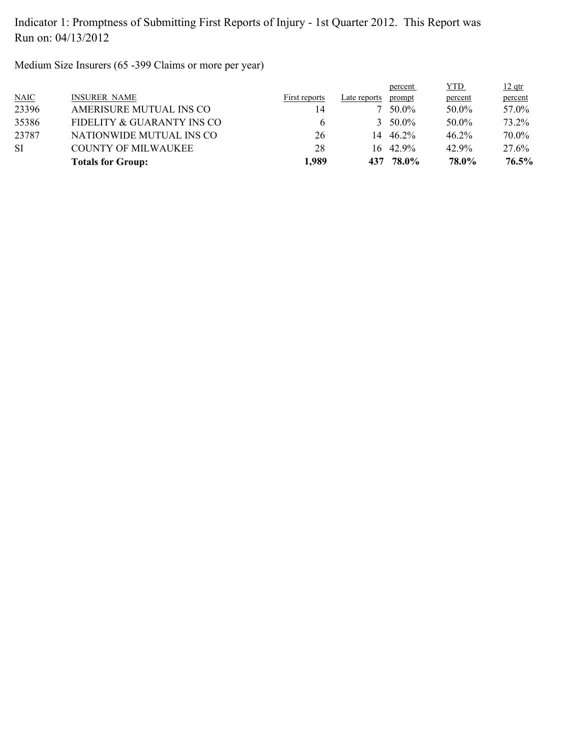Indicator 1: Promptness of Submitting First Reports of Injury - 1st Quarter 2012. This Report was Run on: 04/13/2012

Medium Size Insurers (65 -399 Claims or more per year)

| NAIC | INSURER NAME | First reports | Late reports | percent prompt | YTD percent | 12 qtr percent |
|---|---|---|---|---|---|---|
| 23396 | AMERISURE MUTUAL INS CO | 14 | 7 | 50.0% | 50.0% | 57.0% |
| 35386 | FIDELITY & GUARANTY INS CO | 6 | 3 | 50.0% | 50.0% | 73.2% |
| 23787 | NATIONWIDE MUTUAL INS CO | 26 | 14 | 46.2% | 46.2% | 70.0% |
| SI | COUNTY OF MILWAUKEE | 28 | 16 | 42.9% | 42.9% | 27.6% |
| | **Totals for Group:** | **1,989** | **437** | **78.0%** | **78.0%** | **76.5%** |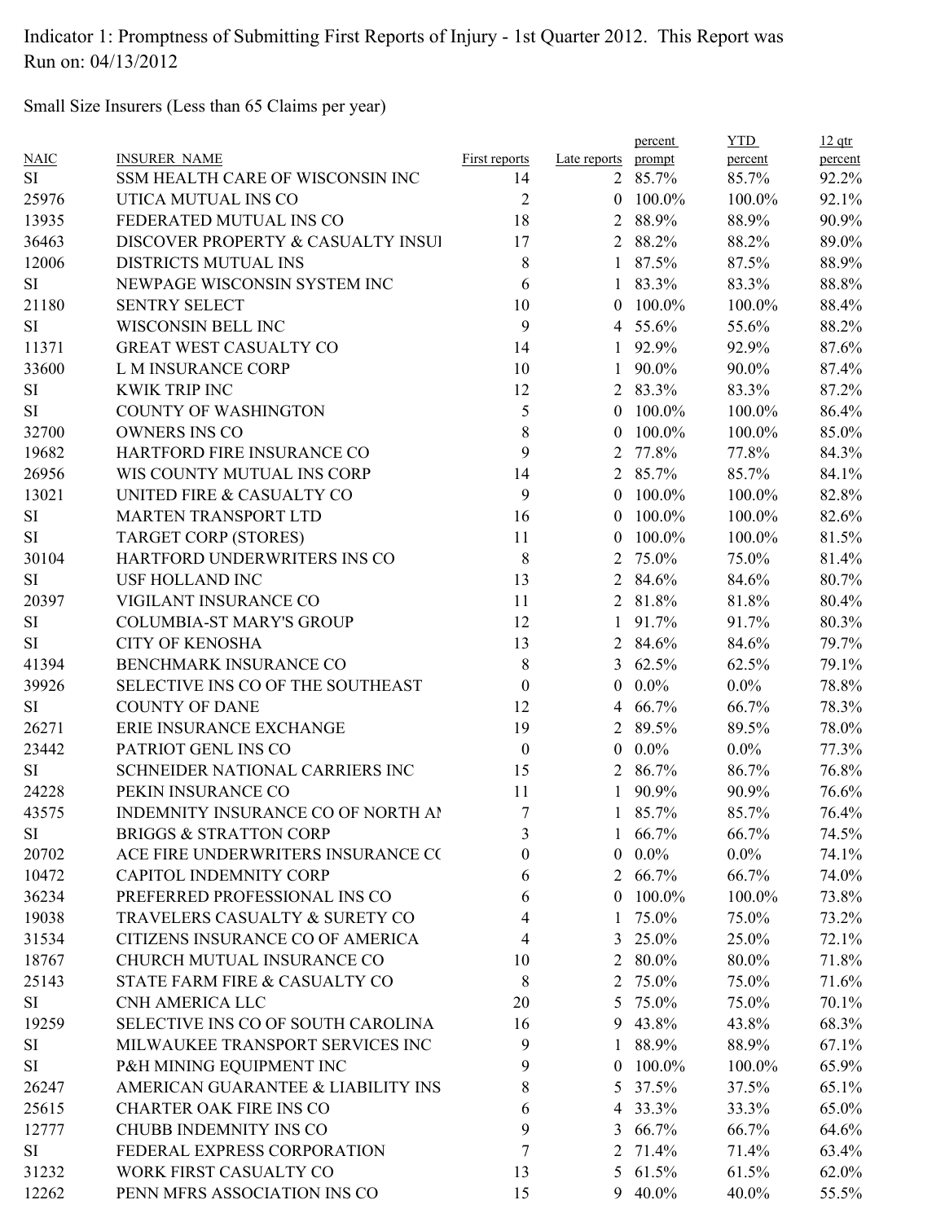Indicator 1: Promptness of Submitting First Reports of Injury - 1st Quarter 2012. This Report was Run on: 04/13/2012

Small Size Insurers (Less than 65 Claims per year)

| NAIC | INSURER NAME | First reports | Late reports | percent prompt | YTD percent | 12 qtr percent |
|---|---|---|---|---|---|---|
| SI | SSM HEALTH CARE OF WISCONSIN INC | 14 | 2 | 85.7% | 85.7% | 92.2% |
| 25976 | UTICA MUTUAL INS CO | 2 | 0 | 100.0% | 100.0% | 92.1% |
| 13935 | FEDERATED MUTUAL INS CO | 18 | 2 | 88.9% | 88.9% | 90.9% |
| 36463 | DISCOVER PROPERTY & CASUALTY INSUI | 17 | 2 | 88.2% | 88.2% | 89.0% |
| 12006 | DISTRICTS MUTUAL INS | 8 | 1 | 87.5% | 87.5% | 88.9% |
| SI | NEWPAGE WISCONSIN SYSTEM INC | 6 | 1 | 83.3% | 83.3% | 88.8% |
| 21180 | SENTRY SELECT | 10 | 0 | 100.0% | 100.0% | 88.4% |
| SI | WISCONSIN BELL INC | 9 | 4 | 55.6% | 55.6% | 88.2% |
| 11371 | GREAT WEST CASUALTY CO | 14 | 1 | 92.9% | 92.9% | 87.6% |
| 33600 | L M INSURANCE CORP | 10 | 1 | 90.0% | 90.0% | 87.4% |
| SI | KWIK TRIP INC | 12 | 2 | 83.3% | 83.3% | 87.2% |
| SI | COUNTY OF WASHINGTON | 5 | 0 | 100.0% | 100.0% | 86.4% |
| 32700 | OWNERS INS CO | 8 | 0 | 100.0% | 100.0% | 85.0% |
| 19682 | HARTFORD FIRE INSURANCE CO | 9 | 2 | 77.8% | 77.8% | 84.3% |
| 26956 | WIS COUNTY MUTUAL INS CORP | 14 | 2 | 85.7% | 85.7% | 84.1% |
| 13021 | UNITED FIRE & CASUALTY CO | 9 | 0 | 100.0% | 100.0% | 82.8% |
| SI | MARTEN TRANSPORT LTD | 16 | 0 | 100.0% | 100.0% | 82.6% |
| SI | TARGET CORP (STORES) | 11 | 0 | 100.0% | 100.0% | 81.5% |
| 30104 | HARTFORD UNDERWRITERS INS CO | 8 | 2 | 75.0% | 75.0% | 81.4% |
| SI | USF HOLLAND INC | 13 | 2 | 84.6% | 84.6% | 80.7% |
| 20397 | VIGILANT INSURANCE CO | 11 | 2 | 81.8% | 81.8% | 80.4% |
| SI | COLUMBIA-ST MARY'S GROUP | 12 | 1 | 91.7% | 91.7% | 80.3% |
| SI | CITY OF KENOSHA | 13 | 2 | 84.6% | 84.6% | 79.7% |
| 41394 | BENCHMARK INSURANCE CO | 8 | 3 | 62.5% | 62.5% | 79.1% |
| 39926 | SELECTIVE INS CO OF THE SOUTHEAST | 0 | 0 | 0.0% | 0.0% | 78.8% |
| SI | COUNTY OF DANE | 12 | 4 | 66.7% | 66.7% | 78.3% |
| 26271 | ERIE INSURANCE EXCHANGE | 19 | 2 | 89.5% | 89.5% | 78.0% |
| 23442 | PATRIOT GENL INS CO | 0 | 0 | 0.0% | 0.0% | 77.3% |
| SI | SCHNEIDER NATIONAL CARRIERS INC | 15 | 2 | 86.7% | 86.7% | 76.8% |
| 24228 | PEKIN INSURANCE CO | 11 | 1 | 90.9% | 90.9% | 76.6% |
| 43575 | INDEMNITY INSURANCE CO OF NORTH AI | 7 | 1 | 85.7% | 85.7% | 76.4% |
| SI | BRIGGS & STRATTON CORP | 3 | 1 | 66.7% | 66.7% | 74.5% |
| 20702 | ACE FIRE UNDERWRITERS INSURANCE CC | 0 | 0 | 0.0% | 0.0% | 74.1% |
| 10472 | CAPITOL INDEMNITY CORP | 6 | 2 | 66.7% | 66.7% | 74.0% |
| 36234 | PREFERRED PROFESSIONAL INS CO | 6 | 0 | 100.0% | 100.0% | 73.8% |
| 19038 | TRAVELERS CASUALTY & SURETY CO | 4 | 1 | 75.0% | 75.0% | 73.2% |
| 31534 | CITIZENS INSURANCE CO OF AMERICA | 4 | 3 | 25.0% | 25.0% | 72.1% |
| 18767 | CHURCH MUTUAL INSURANCE CO | 10 | 2 | 80.0% | 80.0% | 71.8% |
| 25143 | STATE FARM FIRE & CASUALTY CO | 8 | 2 | 75.0% | 75.0% | 71.6% |
| SI | CNH AMERICA LLC | 20 | 5 | 75.0% | 75.0% | 70.1% |
| 19259 | SELECTIVE INS CO OF SOUTH CAROLINA | 16 | 9 | 43.8% | 43.8% | 68.3% |
| SI | MILWAUKEE TRANSPORT SERVICES INC | 9 | 1 | 88.9% | 88.9% | 67.1% |
| SI | P&H MINING EQUIPMENT INC | 9 | 0 | 100.0% | 100.0% | 65.9% |
| 26247 | AMERICAN GUARANTEE & LIABILITY INS | 8 | 5 | 37.5% | 37.5% | 65.1% |
| 25615 | CHARTER OAK FIRE INS CO | 6 | 4 | 33.3% | 33.3% | 65.0% |
| 12777 | CHUBB INDEMNITY INS CO | 9 | 3 | 66.7% | 66.7% | 64.6% |
| SI | FEDERAL EXPRESS CORPORATION | 7 | 2 | 71.4% | 71.4% | 63.4% |
| 31232 | WORK FIRST CASUALTY CO | 13 | 5 | 61.5% | 61.5% | 62.0% |
| 12262 | PENN MFRS ASSOCIATION INS CO | 15 | 9 | 40.0% | 40.0% | 55.5% |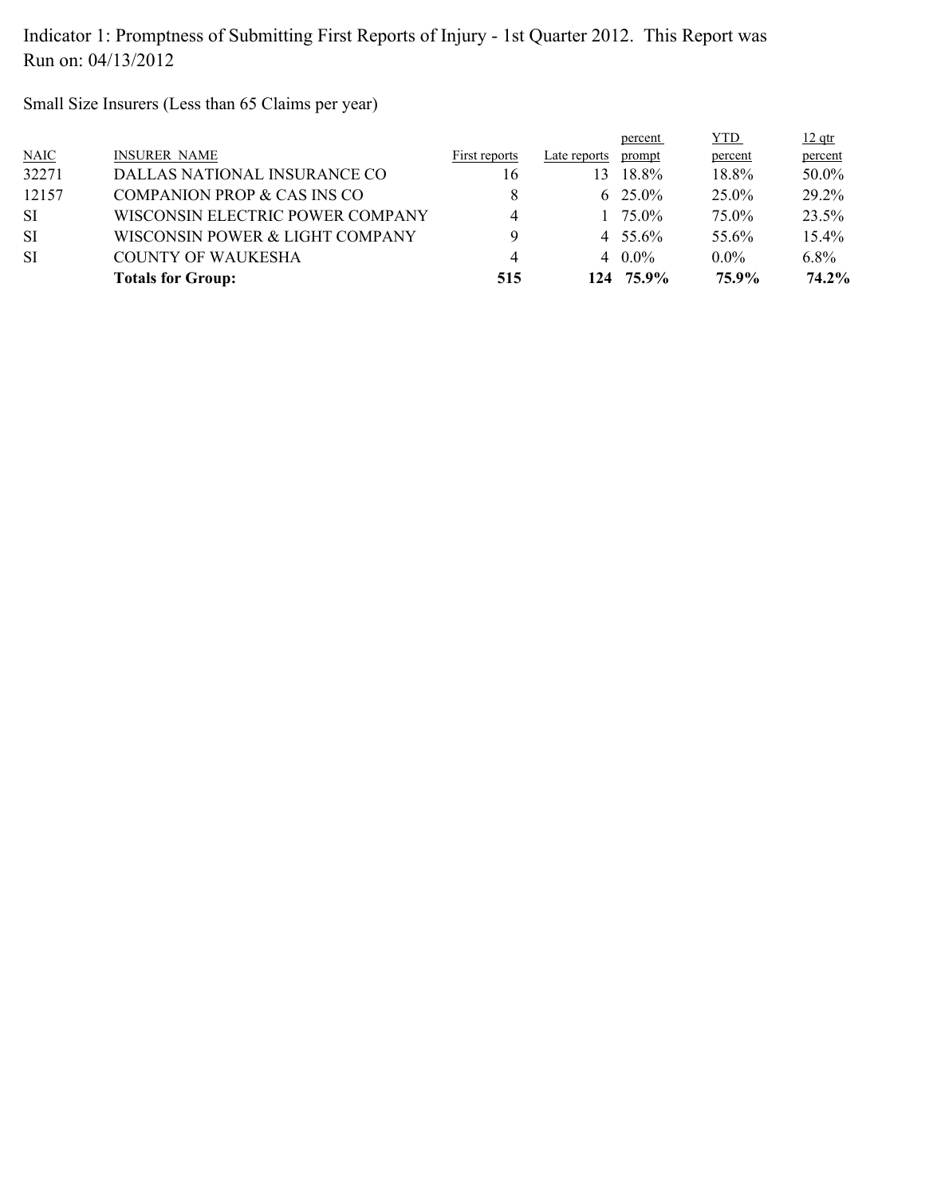Indicator 1: Promptness of Submitting First Reports of Injury - 1st Quarter 2012. This Report was Run on: 04/13/2012

Small Size Insurers (Less than 65 Claims per year)

| NAIC | INSURER NAME | First reports | Late reports | percent prompt | YTD percent | 12 qtr percent |
|---|---|---|---|---|---|---|
| 32271 | DALLAS NATIONAL INSURANCE CO | 16 | 13 | 18.8% | 18.8% | 50.0% |
| 12157 | COMPANION PROP & CAS INS CO | 8 | 6 | 25.0% | 25.0% | 29.2% |
| SI | WISCONSIN ELECTRIC POWER COMPANY | 4 | 1 | 75.0% | 75.0% | 23.5% |
| SI | WISCONSIN POWER & LIGHT COMPANY | 9 | 4 | 55.6% | 55.6% | 15.4% |
| SI | COUNTY OF WAUKESHA | 4 | 4 | 0.0% | 0.0% | 6.8% |
| | **Totals for Group:** | **515** | **124** | **75.9%** | **75.9%** | **74.2%** |